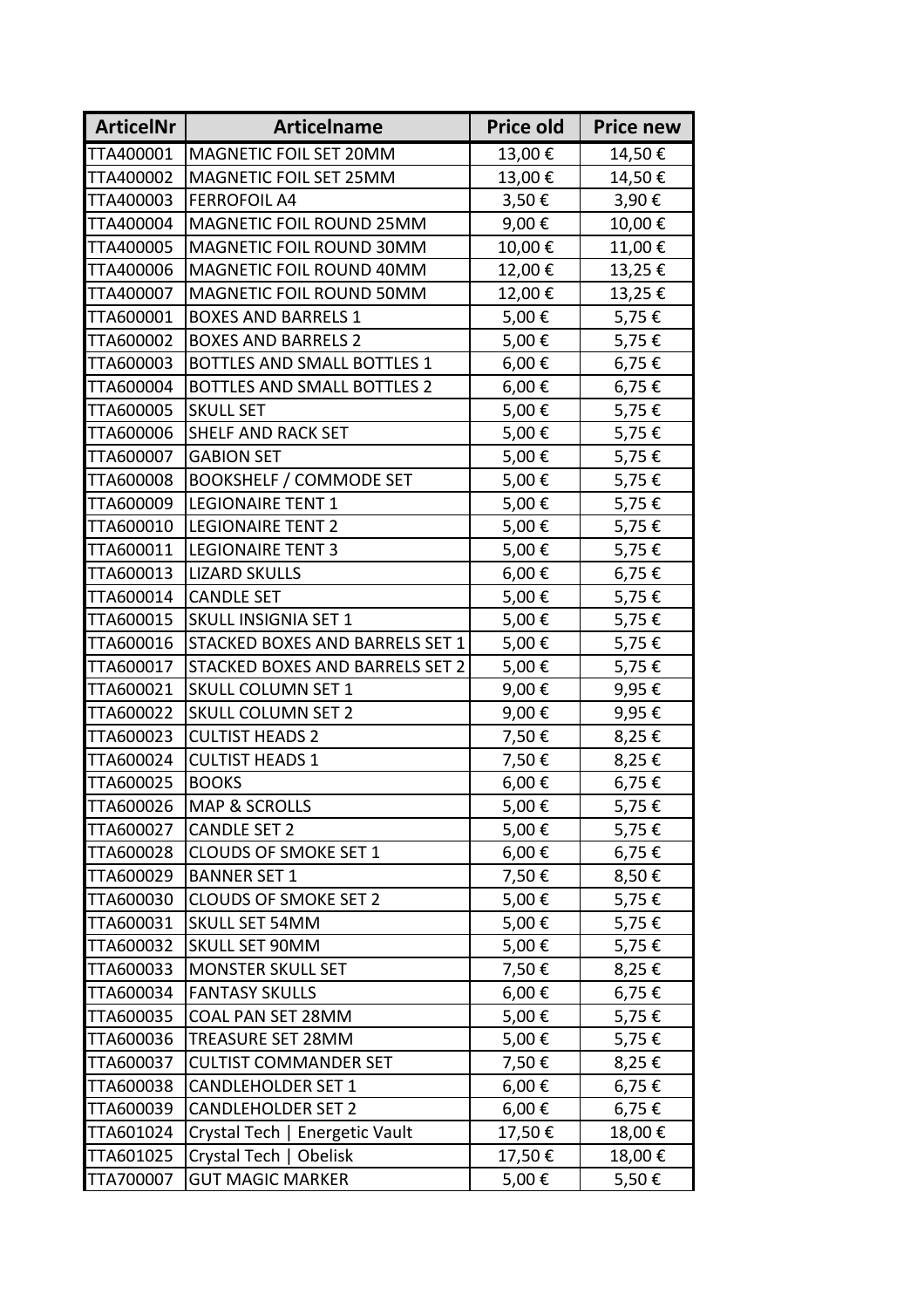| ArticelNr | Articelname | Price old | Price new |
|---|---|---|---|
| TTA400001 | MAGNETIC FOIL SET 20MM | 13,00 € | 14,50 € |
| TTA400002 | MAGNETIC FOIL SET 25MM | 13,00 € | 14,50 € |
| TTA400003 | FERROFOIL A4 | 3,50 € | 3,90 € |
| TTA400004 | MAGNETIC FOIL ROUND 25MM | 9,00 € | 10,00 € |
| TTA400005 | MAGNETIC FOIL ROUND 30MM | 10,00 € | 11,00 € |
| TTA400006 | MAGNETIC FOIL ROUND 40MM | 12,00 € | 13,25 € |
| TTA400007 | MAGNETIC FOIL ROUND 50MM | 12,00 € | 13,25 € |
| TTA600001 | BOXES AND BARRELS 1 | 5,00 € | 5,75 € |
| TTA600002 | BOXES AND BARRELS 2 | 5,00 € | 5,75 € |
| TTA600003 | BOTTLES AND SMALL BOTTLES 1 | 6,00 € | 6,75 € |
| TTA600004 | BOTTLES AND SMALL BOTTLES 2 | 6,00 € | 6,75 € |
| TTA600005 | SKULL SET | 5,00 € | 5,75 € |
| TTA600006 | SHELF AND RACK SET | 5,00 € | 5,75 € |
| TTA600007 | GABION SET | 5,00 € | 5,75 € |
| TTA600008 | BOOKSHELF / COMMODE SET | 5,00 € | 5,75 € |
| TTA600009 | LEGIONAIRE TENT 1 | 5,00 € | 5,75 € |
| TTA600010 | LEGIONAIRE TENT 2 | 5,00 € | 5,75 € |
| TTA600011 | LEGIONAIRE TENT 3 | 5,00 € | 5,75 € |
| TTA600013 | LIZARD SKULLS | 6,00 € | 6,75 € |
| TTA600014 | CANDLE SET | 5,00 € | 5,75 € |
| TTA600015 | SKULL INSIGNIA SET 1 | 5,00 € | 5,75 € |
| TTA600016 | STACKED BOXES AND BARRELS SET 1 | 5,00 € | 5,75 € |
| TTA600017 | STACKED BOXES AND BARRELS SET 2 | 5,00 € | 5,75 € |
| TTA600021 | SKULL COLUMN SET 1 | 9,00 € | 9,95 € |
| TTA600022 | SKULL COLUMN SET 2 | 9,00 € | 9,95 € |
| TTA600023 | CULTIST HEADS 2 | 7,50 € | 8,25 € |
| TTA600024 | CULTIST HEADS 1 | 7,50 € | 8,25 € |
| TTA600025 | BOOKS | 6,00 € | 6,75 € |
| TTA600026 | MAP & SCROLLS | 5,00 € | 5,75 € |
| TTA600027 | CANDLE SET 2 | 5,00 € | 5,75 € |
| TTA600028 | CLOUDS OF SMOKE SET 1 | 6,00 € | 6,75 € |
| TTA600029 | BANNER SET 1 | 7,50 € | 8,50 € |
| TTA600030 | CLOUDS OF SMOKE SET 2 | 5,00 € | 5,75 € |
| TTA600031 | SKULL SET 54MM | 5,00 € | 5,75 € |
| TTA600032 | SKULL SET 90MM | 5,00 € | 5,75 € |
| TTA600033 | MONSTER SKULL SET | 7,50 € | 8,25 € |
| TTA600034 | FANTASY SKULLS | 6,00 € | 6,75 € |
| TTA600035 | COAL PAN SET 28MM | 5,00 € | 5,75 € |
| TTA600036 | TREASURE SET 28MM | 5,00 € | 5,75 € |
| TTA600037 | CULTIST COMMANDER SET | 7,50 € | 8,25 € |
| TTA600038 | CANDLEHOLDER SET 1 | 6,00 € | 6,75 € |
| TTA600039 | CANDLEHOLDER SET 2 | 6,00 € | 6,75 € |
| TTA601024 | Crystal Tech \| Energetic Vault | 17,50 € | 18,00 € |
| TTA601025 | Crystal Tech \| Obelisk | 17,50 € | 18,00 € |
| TTA700007 | GUT MAGIC MARKER | 5,00 € | 5,50 € |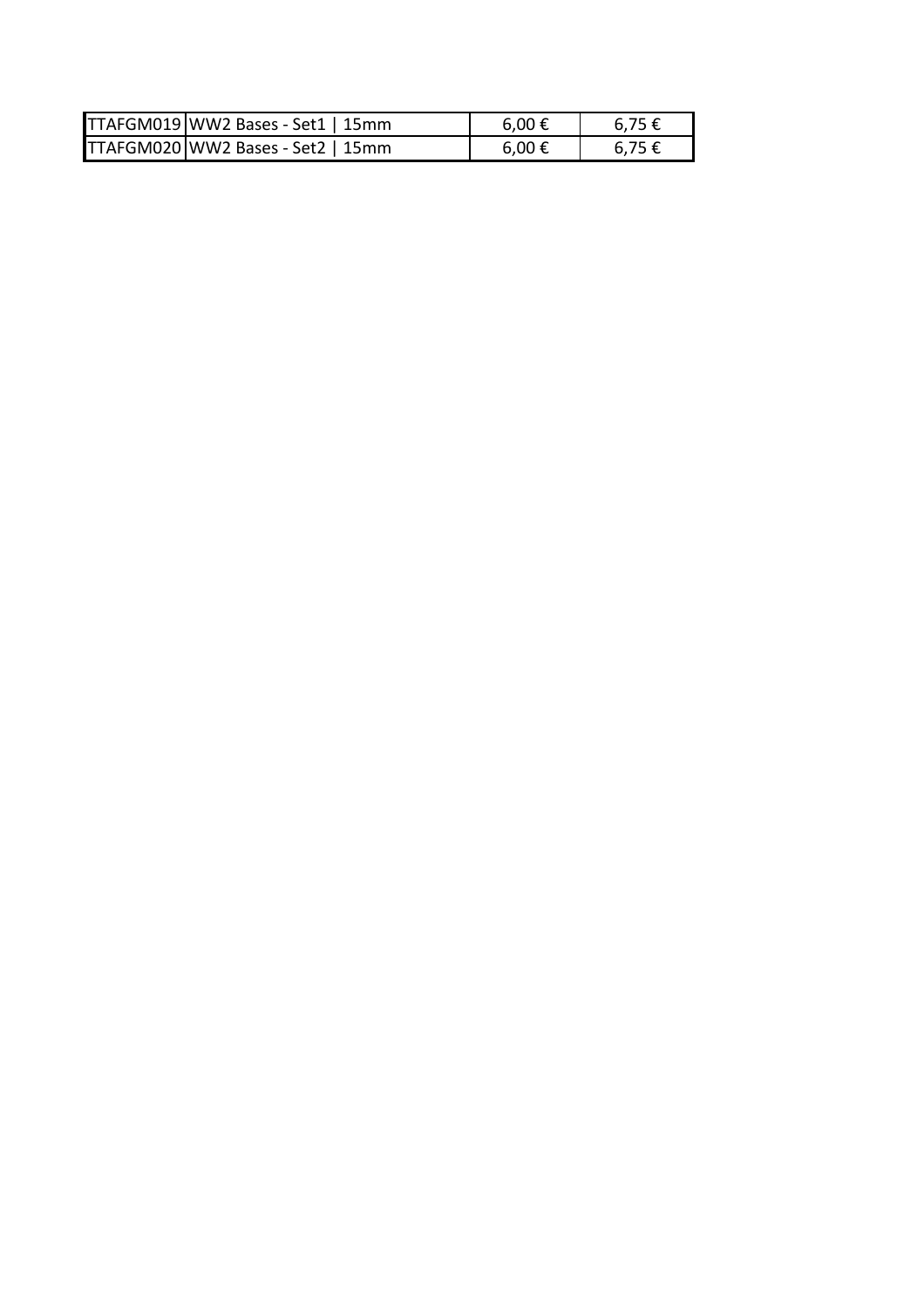| | | | |
|---|---|---|---|
| TTAFGM019 | WW2 Bases - Set1 \| 15mm | 6,00 € | 6,75 € |
| TTAFGM020 | WW2 Bases - Set2 \| 15mm | 6,00 € | 6,75 € |